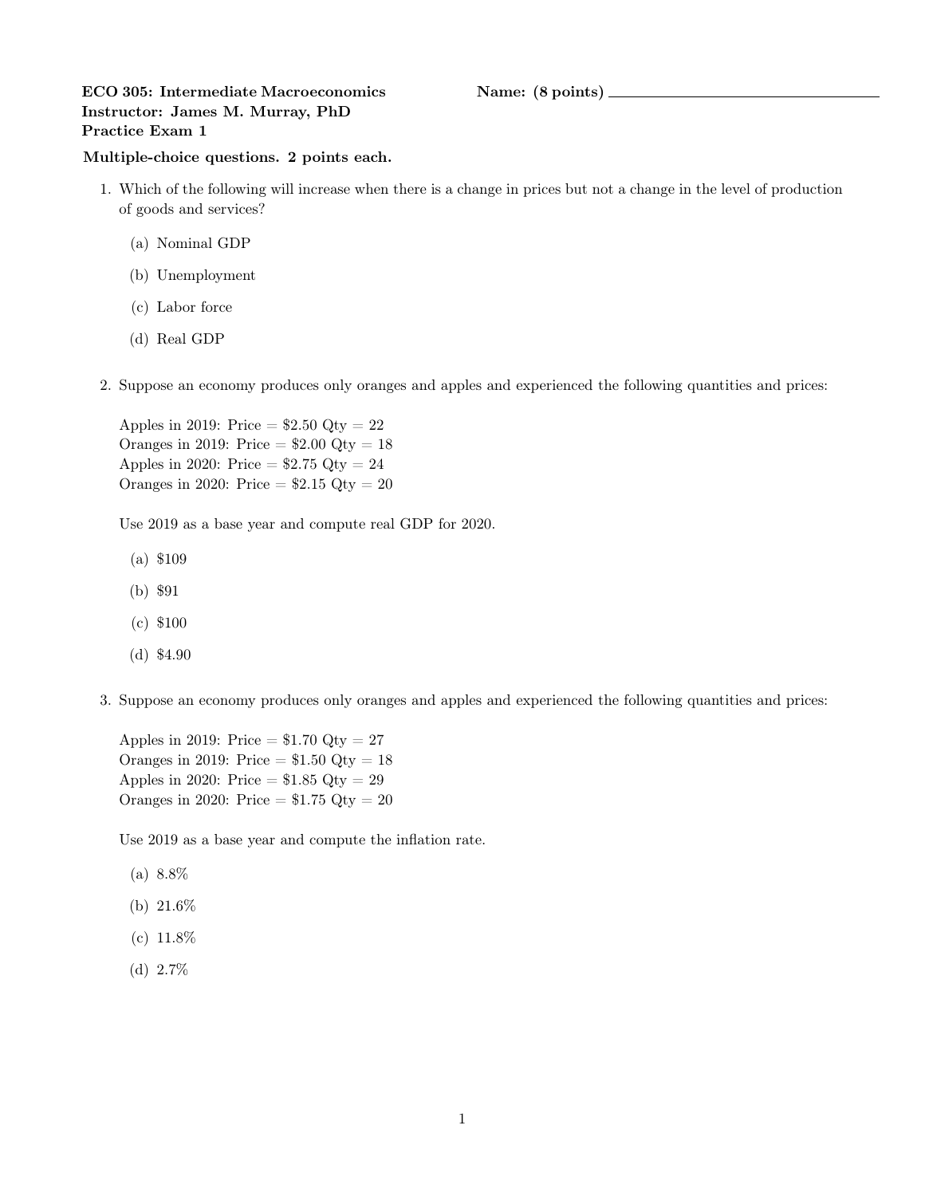**ECO 305: Intermediate Macroeconomics** **Name: (8 points)** ______________________

**Instructor: James M. Murray, PhD**

**Practice Exam 1**

**Multiple-choice questions. 2 points each.**

1. Which of the following will increase when there is a change in prices but not a change in the level of production of goods and services?

   (a) Nominal GDP

   (b) Unemployment

   (c) Labor force

   (d) Real GDP

2. Suppose an economy produces only oranges and apples and experienced the following quantities and prices:

   Apples in 2019: Price = \$2.50 Qty = 22
   Oranges in 2019: Price = \$2.00 Qty = 18
   Apples in 2020: Price = \$2.75 Qty = 24
   Oranges in 2020: Price = \$2.15 Qty = 20

   Use 2019 as a base year and compute real GDP for 2020.

   (a) \$109

   (b) \$91

   (c) \$100

   (d) \$4.90

3. Suppose an economy produces only oranges and apples and experienced the following quantities and prices:

   Apples in 2019: Price = \$1.70 Qty = 27
   Oranges in 2019: Price = \$1.50 Qty = 18
   Apples in 2020: Price = \$1.85 Qty = 29
   Oranges in 2020: Price = \$1.75 Qty = 20

   Use 2019 as a base year and compute the inflation rate.

   (a) 8.8%

   (b) 21.6%

   (c) 11.8%

   (d) 2.7%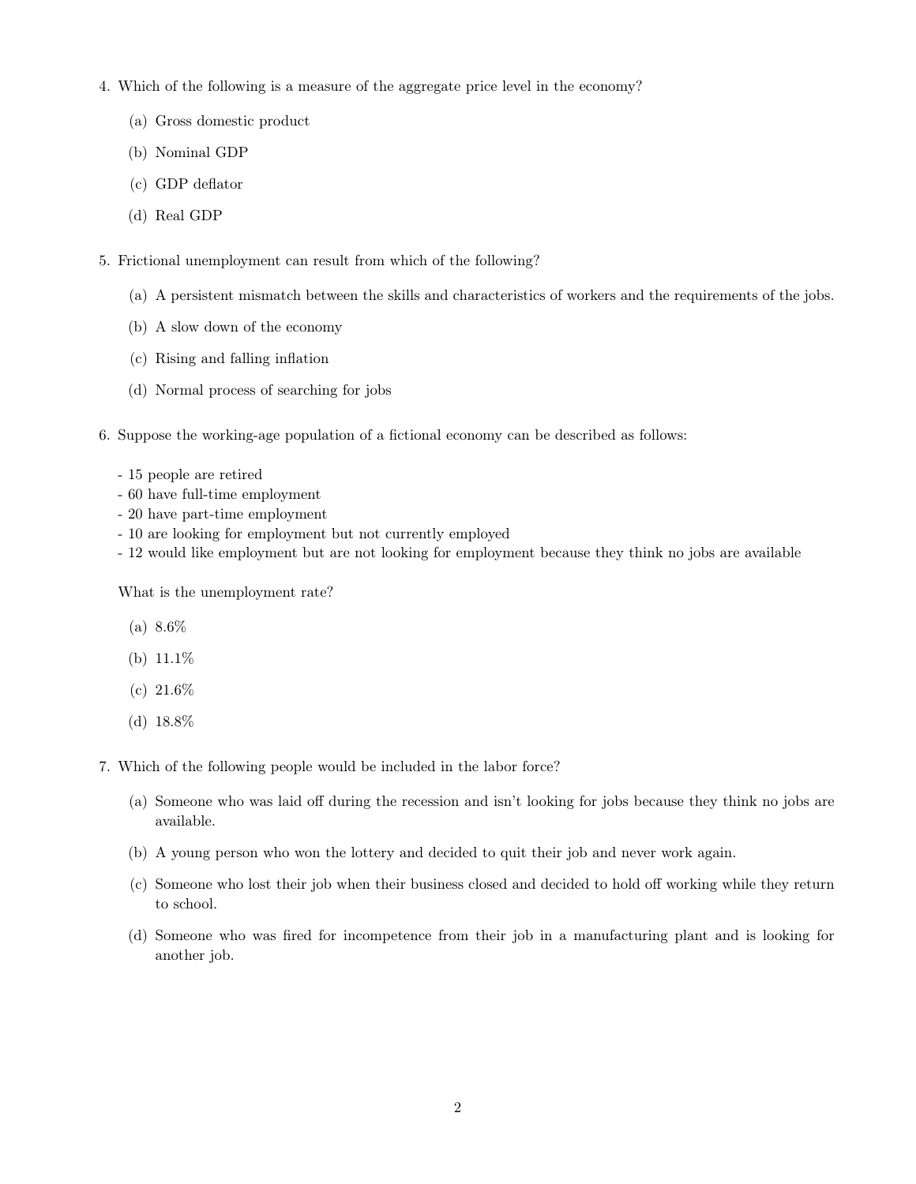4. Which of the following is a measure of the aggregate price level in the economy?

   (a) Gross domestic product

   (b) Nominal GDP

   (c) GDP deflator

   (d) Real GDP

5. Frictional unemployment can result from which of the following?

   (a) A persistent mismatch between the skills and characteristics of workers and the requirements of the jobs.

   (b) A slow down of the economy

   (c) Rising and falling inflation

   (d) Normal process of searching for jobs

6. Suppose the working-age population of a fictional economy can be described as follows:

   - 15 people are retired
   - 60 have full-time employment
   - 20 have part-time employment
   - 10 are looking for employment but not currently employed
   - 12 would like employment but are not looking for employment because they think no jobs are available

   What is the unemployment rate?

   (a) 8.6%

   (b) 11.1%

   (c) 21.6%

   (d) 18.8%

7. Which of the following people would be included in the labor force?

   (a) Someone who was laid off during the recession and isn't looking for jobs because they think no jobs are available.

   (b) A young person who won the lottery and decided to quit their job and never work again.

   (c) Someone who lost their job when their business closed and decided to hold off working while they return to school.

   (d) Someone who was fired for incompetence from their job in a manufacturing plant and is looking for another job.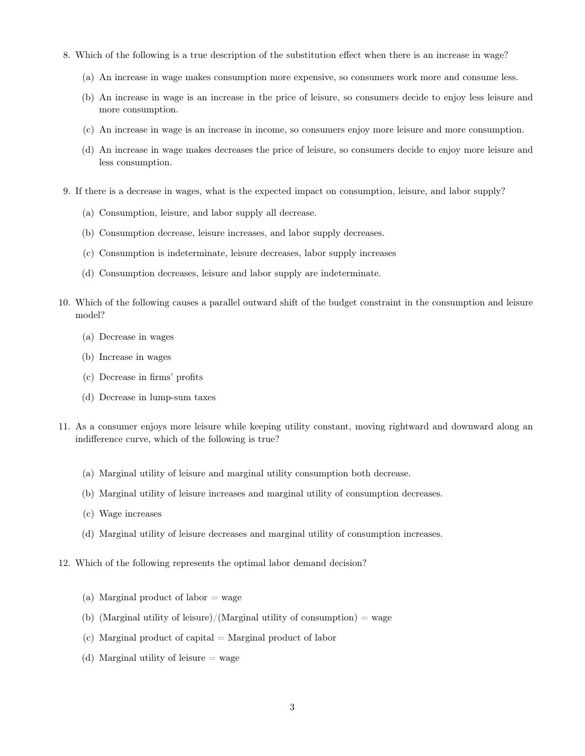8. Which of the following is a true description of the substitution effect when there is an increase in wage?

   (a) An increase in wage makes consumption more expensive, so consumers work more and consume less.

   (b) An increase in wage is an increase in the price of leisure, so consumers decide to enjoy less leisure and more consumption.

   (c) An increase in wage is an increase in income, so consumers enjoy more leisure and more consumption.

   (d) An increase in wage makes decreases the price of leisure, so consumers decide to enjoy more leisure and less consumption.

9. If there is a decrease in wages, what is the expected impact on consumption, leisure, and labor supply?

   (a) Consumption, leisure, and labor supply all decrease.

   (b) Consumption decrease, leisure increases, and labor supply decreases.

   (c) Consumption is indeterminate, leisure decreases, labor supply increases

   (d) Consumption decreases, leisure and labor supply are indeterminate.

10. Which of the following causes a parallel outward shift of the budget constraint in the consumption and leisure model?

    (a) Decrease in wages

    (b) Increase in wages

    (c) Decrease in firms' profits

    (d) Decrease in lump-sum taxes

11. As a consumer enjoys more leisure while keeping utility constant, moving rightward and downward along an indifference curve, which of the following is true?

    (a) Marginal utility of leisure and marginal utility consumption both decrease.

    (b) Marginal utility of leisure increases and marginal utility of consumption decreases.

    (c) Wage increases

    (d) Marginal utility of leisure decreases and marginal utility of consumption increases.

12. Which of the following represents the optimal labor demand decision?

    (a) Marginal product of labor = wage

    (b) (Marginal utility of leisure)/(Marginal utility of consumption) = wage

    (c) Marginal product of capital = Marginal product of labor

    (d) Marginal utility of leisure = wage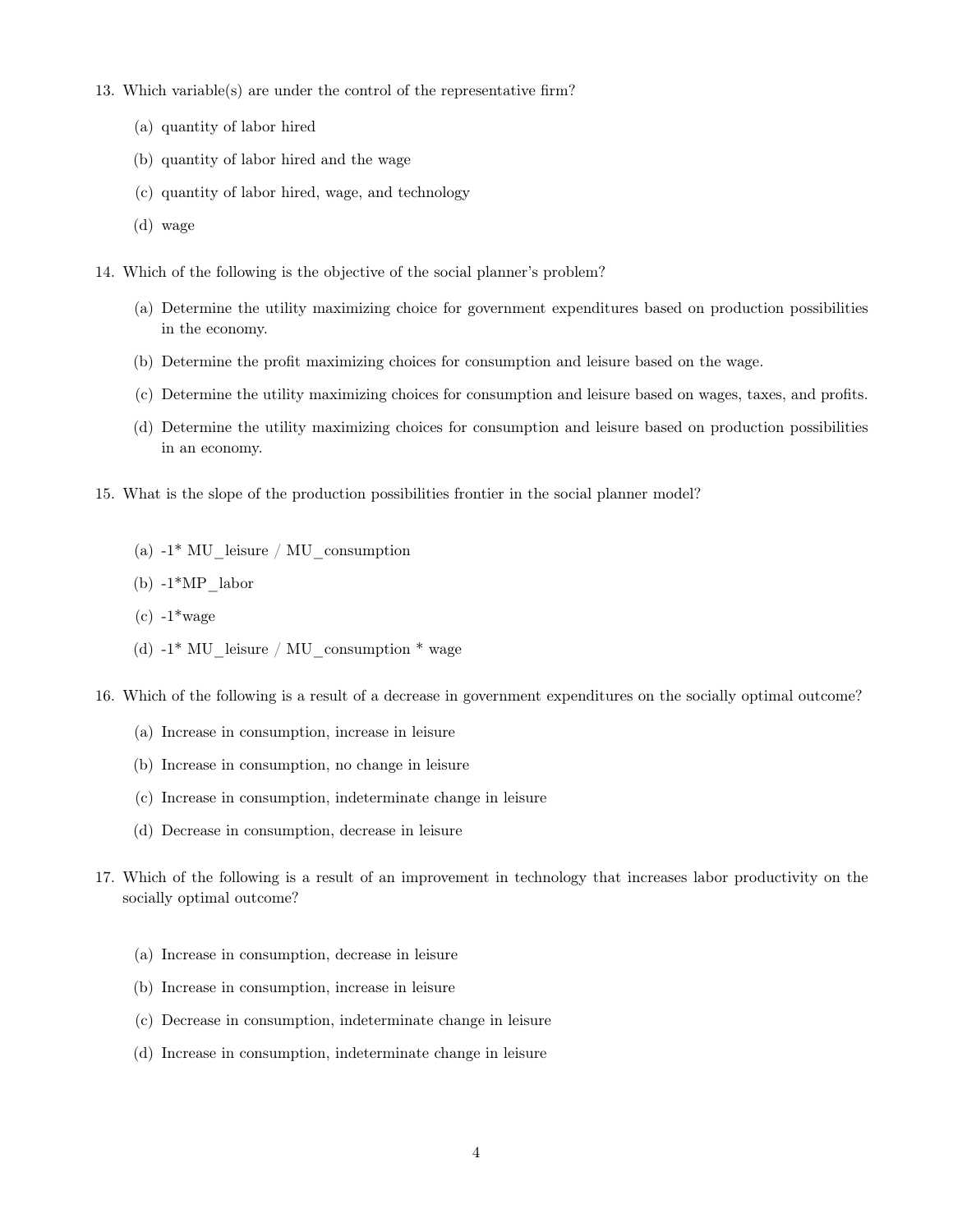13. Which variable(s) are under the control of the representative firm?

    (a) quantity of labor hired

    (b) quantity of labor hired and the wage

    (c) quantity of labor hired, wage, and technology

    (d) wage

14. Which of the following is the objective of the social planner's problem?

    (a) Determine the utility maximizing choice for government expenditures based on production possibilities in the economy.

    (b) Determine the profit maximizing choices for consumption and leisure based on the wage.

    (c) Determine the utility maximizing choices for consumption and leisure based on wages, taxes, and profits.

    (d) Determine the utility maximizing choices for consumption and leisure based on production possibilities in an economy.

15. What is the slope of the production possibilities frontier in the social planner model?

    (a) -1* MU_leisure / MU_consumption

    (b) -1*MP_labor

    (c) -1*wage

    (d) -1* MU_leisure / MU_consumption * wage

16. Which of the following is a result of a decrease in government expenditures on the socially optimal outcome?

    (a) Increase in consumption, increase in leisure

    (b) Increase in consumption, no change in leisure

    (c) Increase in consumption, indeterminate change in leisure

    (d) Decrease in consumption, decrease in leisure

17. Which of the following is a result of an improvement in technology that increases labor productivity on the socially optimal outcome?

    (a) Increase in consumption, decrease in leisure

    (b) Increase in consumption, increase in leisure

    (c) Decrease in consumption, indeterminate change in leisure

    (d) Increase in consumption, indeterminate change in leisure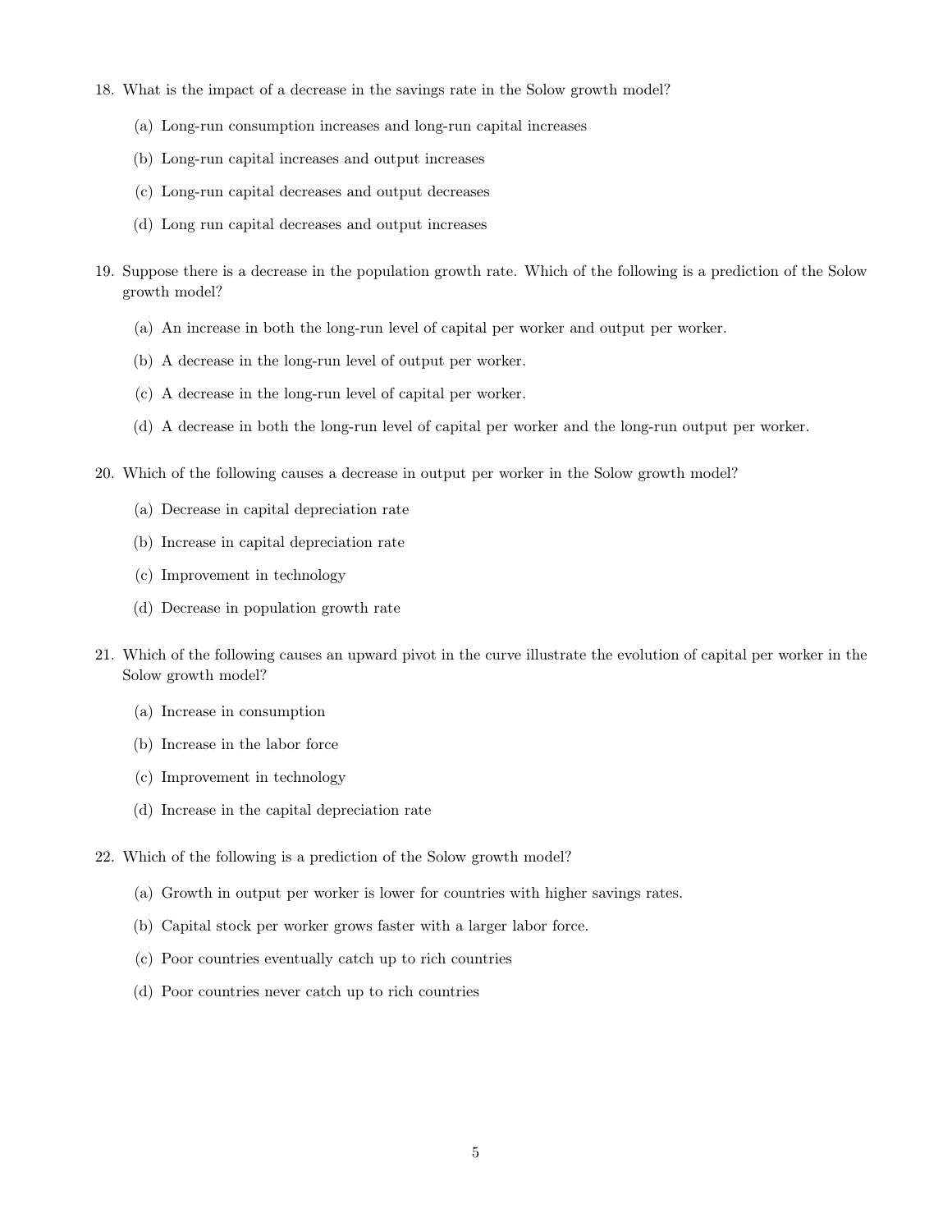18. What is the impact of a decrease in the savings rate in the Solow growth model?

    (a) Long-run consumption increases and long-run capital increases

    (b) Long-run capital increases and output increases

    (c) Long-run capital decreases and output decreases

    (d) Long run capital decreases and output increases

19. Suppose there is a decrease in the population growth rate. Which of the following is a prediction of the Solow growth model?

    (a) An increase in both the long-run level of capital per worker and output per worker.

    (b) A decrease in the long-run level of output per worker.

    (c) A decrease in the long-run level of capital per worker.

    (d) A decrease in both the long-run level of capital per worker and the long-run output per worker.

20. Which of the following causes a decrease in output per worker in the Solow growth model?

    (a) Decrease in capital depreciation rate

    (b) Increase in capital depreciation rate

    (c) Improvement in technology

    (d) Decrease in population growth rate

21. Which of the following causes an upward pivot in the curve illustrate the evolution of capital per worker in the Solow growth model?

    (a) Increase in consumption

    (b) Increase in the labor force

    (c) Improvement in technology

    (d) Increase in the capital depreciation rate

22. Which of the following is a prediction of the Solow growth model?

    (a) Growth in output per worker is lower for countries with higher savings rates.

    (b) Capital stock per worker grows faster with a larger labor force.

    (c) Poor countries eventually catch up to rich countries

    (d) Poor countries never catch up to rich countries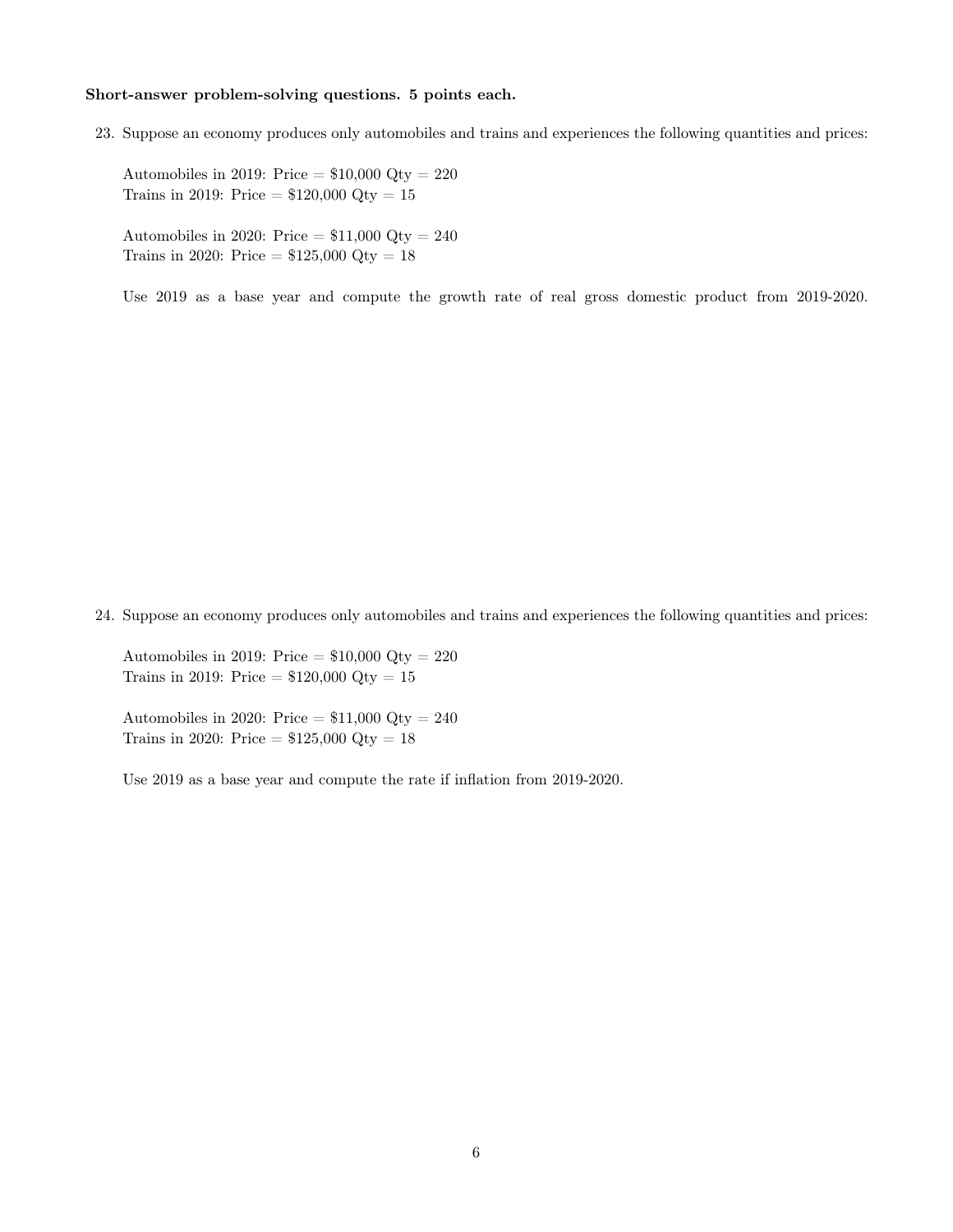**Short-answer problem-solving questions. 5 points each.**

23. Suppose an economy produces only automobiles and trains and experiences the following quantities and prices:

    Automobiles in 2019: Price = $10,000 Qty = 220
    Trains in 2019: Price = $120,000 Qty = 15

    Automobiles in 2020: Price = $11,000 Qty = 240
    Trains in 2020: Price = $125,000 Qty = 18

    Use 2019 as a base year and compute the growth rate of real gross domestic product from 2019-2020.

24. Suppose an economy produces only automobiles and trains and experiences the following quantities and prices:

    Automobiles in 2019: Price = $10,000 Qty = 220
    Trains in 2019: Price = $120,000 Qty = 15

    Automobiles in 2020: Price = $11,000 Qty = 240
    Trains in 2020: Price = $125,000 Qty = 18

    Use 2019 as a base year and compute the rate if inflation from 2019-2020.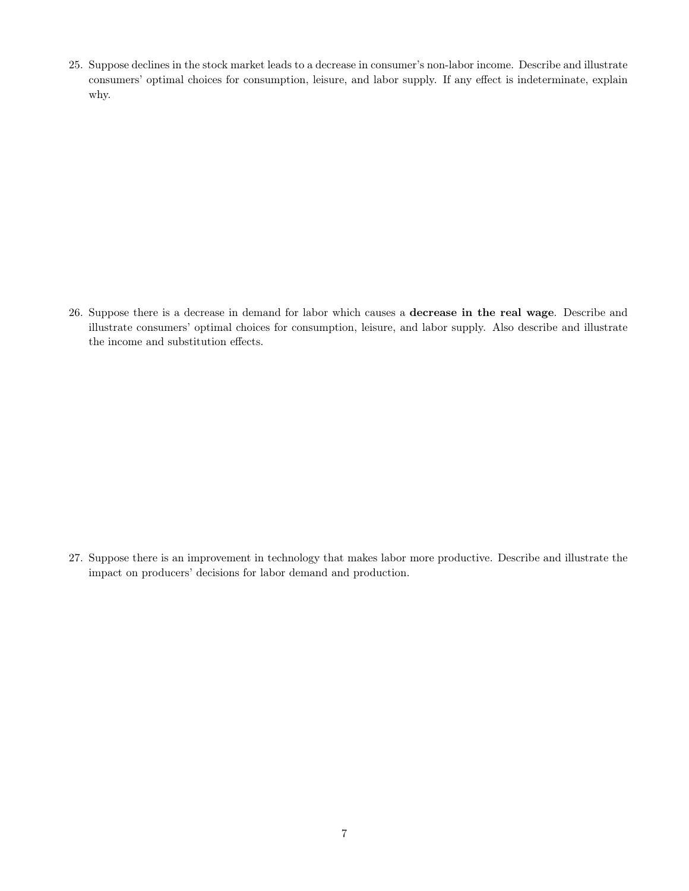25. Suppose declines in the stock market leads to a decrease in consumer's non-labor income. Describe and illustrate consumers' optimal choices for consumption, leisure, and labor supply. If any effect is indeterminate, explain why.

26. Suppose there is a decrease in demand for labor which causes a **decrease in the real wage**. Describe and illustrate consumers' optimal choices for consumption, leisure, and labor supply. Also describe and illustrate the income and substitution effects.

27. Suppose there is an improvement in technology that makes labor more productive. Describe and illustrate the impact on producers' decisions for labor demand and production.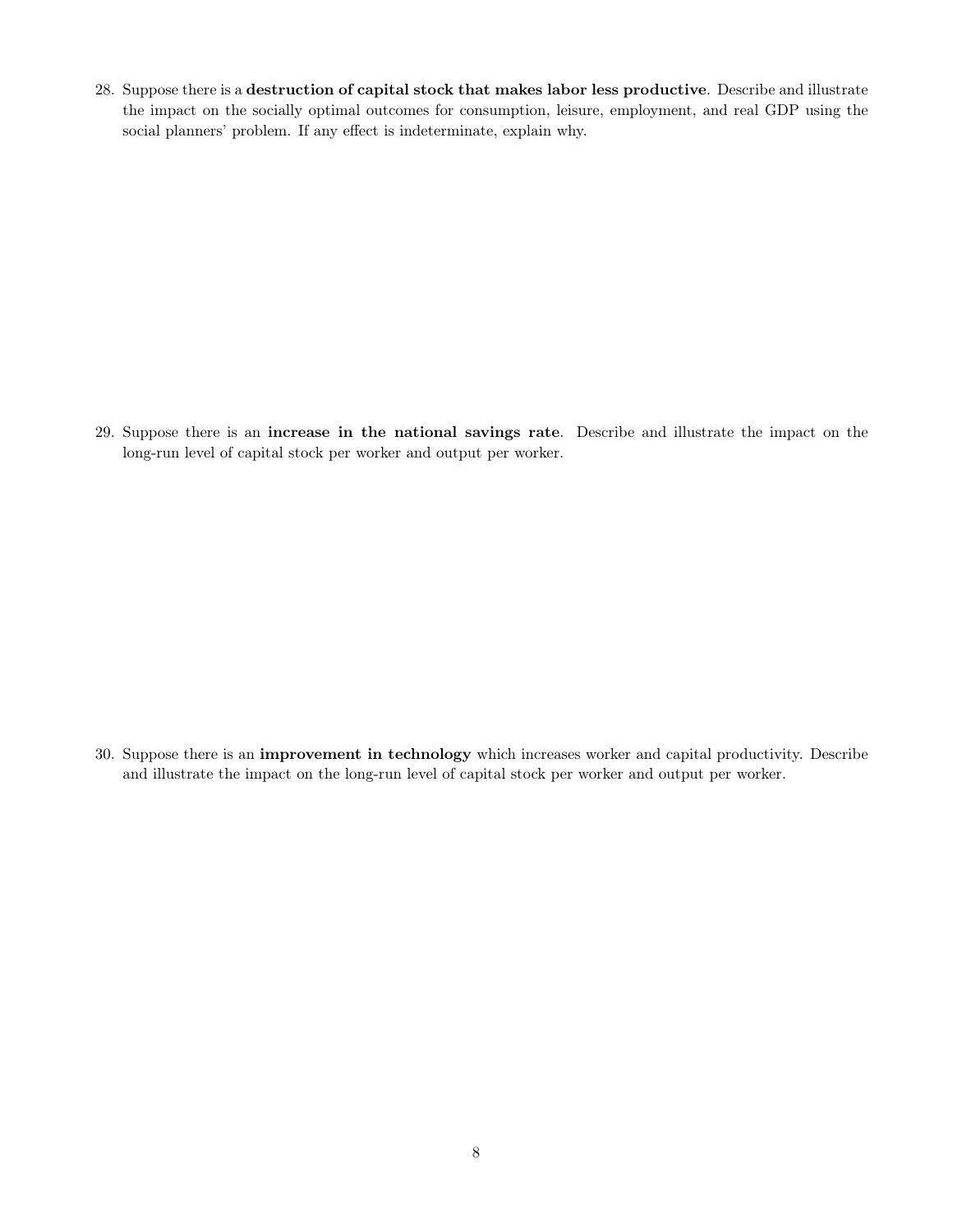28. Suppose there is a **destruction of capital stock that makes labor less productive**. Describe and illustrate the impact on the socially optimal outcomes for consumption, leisure, employment, and real GDP using the social planners' problem. If any effect is indeterminate, explain why.

29. Suppose there is an **increase in the national savings rate**. Describe and illustrate the impact on the long-run level of capital stock per worker and output per worker.

30. Suppose there is an **improvement in technology** which increases worker and capital productivity. Describe and illustrate the impact on the long-run level of capital stock per worker and output per worker.